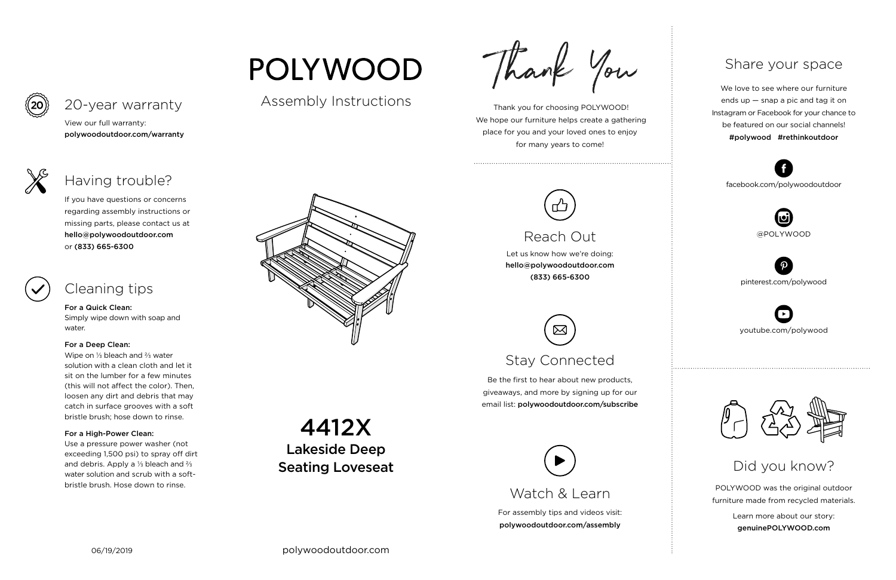## 20-year warranty

View our full warranty:
**polywoodoutdoor.com/warranty**

## Having trouble?

If you have questions or concerns regarding assembly instructions or missing parts, please contact us at **hello@polywoodoutdoor.com** or **(833) 665-6300**

## Cleaning tips

**For a Quick Clean:**
Simply wipe down with soap and water.

**For a Deep Clean:**
Wipe on ⅓ bleach and ⅔ water solution with a clean cloth and let it sit on the lumber for a few minutes (this will not affect the color). Then, loosen any dirt and debris that may catch in surface grooves with a soft bristle brush; hose down to rinse.

**For a High-Power Clean:**
Use a pressure power washer (not exceeding 1,500 psi) to spray off dirt and debris. Apply a ⅓ bleach and ⅔ water solution and scrub with a soft-bristle brush. Hose down to rinse.

06/19/2019

# POLYWOOD

Assembly Instructions

# 4412X

## Lakeside Deep Seating Loveseat

polywoodoutdoor.com

# Thank You

Thank you for choosing POLYWOOD! We hope our furniture helps create a gathering place for you and your loved ones to enjoy for many years to come!

## Reach Out

Let us know how we're doing:
**hello@polywoodoutdoor.com**
**(833) 665-6300**

## Stay Connected

Be the first to hear about new products, giveaways, and more by signing up for our email list: **polywoodoutdoor.com/subscribe**

## Watch & Learn

For assembly tips and videos visit:
**polywoodoutdoor.com/assembly**

## Share your space

We love to see where our furniture ends up — snap a pic and tag it on Instagram or Facebook for your chance to be featured on our social channels!
**#polywood #rethinkoutdoor**

facebook.com/polywoodoutdoor

@POLYWOOD

pinterest.com/polywood

youtube.com/polywood

## Did you know?

POLYWOOD was the original outdoor furniture made from recycled materials.

Learn more about our story:
**genuinePOLYWOOD.com**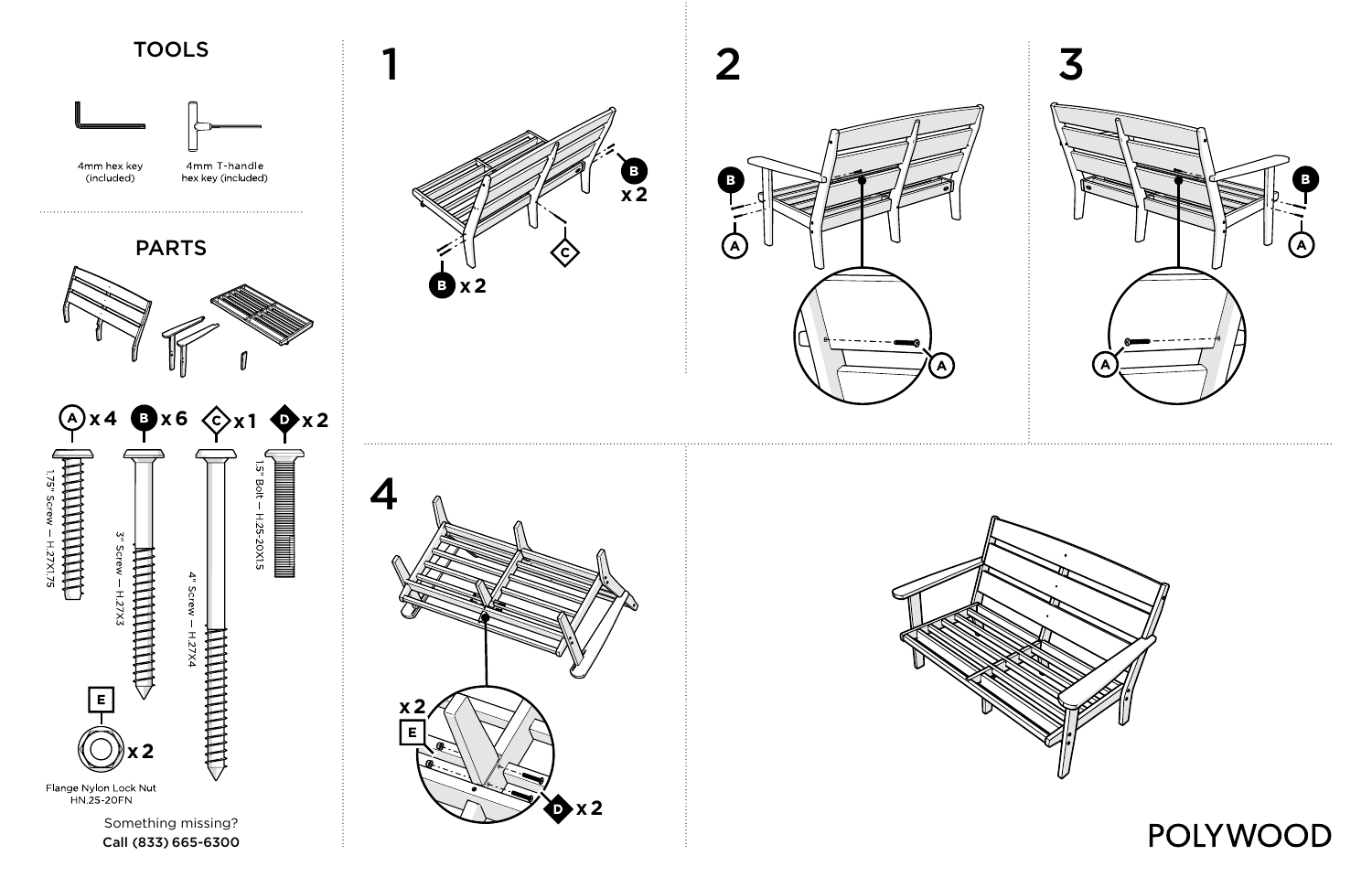## TOOLS

4mm hex key (included)

4mm T-handle hex key (included)

## PARTS

A x 4 — 1.75" Screw — H.27X1.75

B x 6 — 3" Screw — H.27X3

C x 1 — 4" Screw — H.27X4

D x 2 — 1.5" Bolt — H.25-20X1.5

E x 2 — Flange Nylon Lock Nut HN.25-20FN

Something missing?
**Call (833) 665-6300**

## 1

B x 2

B x 2

C

## 2

B

A

A

## 3

B

A

A

## 4

x 2 E

D x 2

POLYWOOD